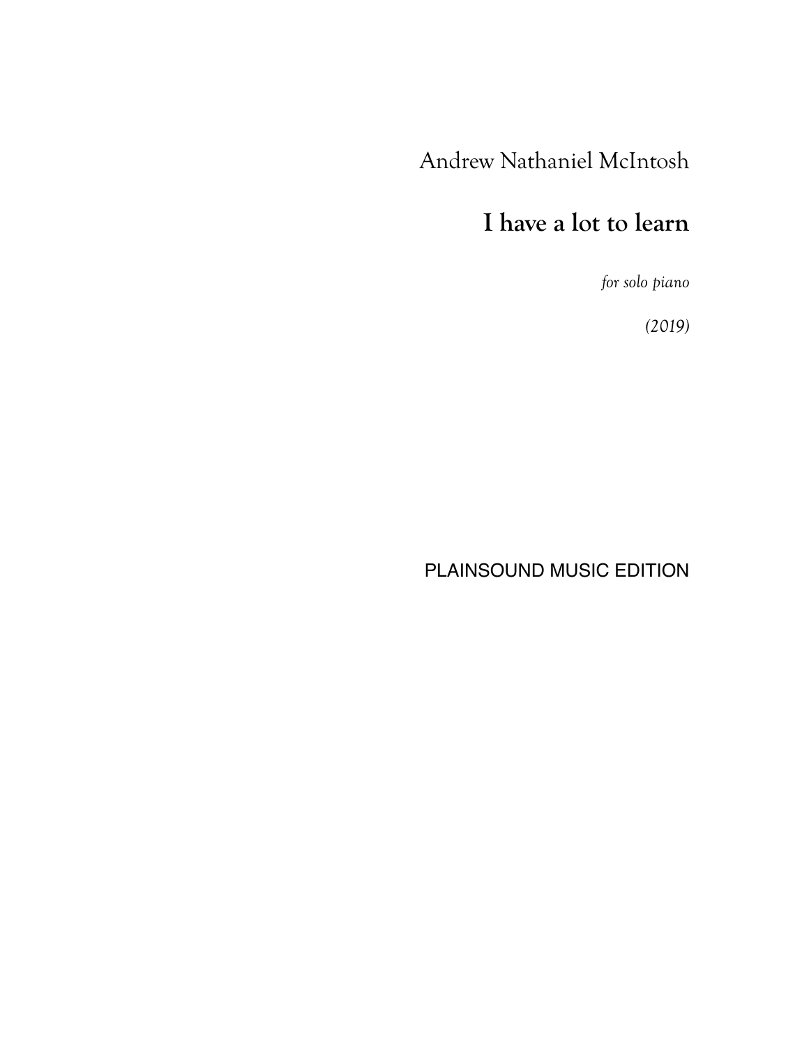Andrew Nathaniel McIntosh

# I have a lot to learn

*for solo piano*

*(2019)*

PLAINSOUND MUSIC EDITION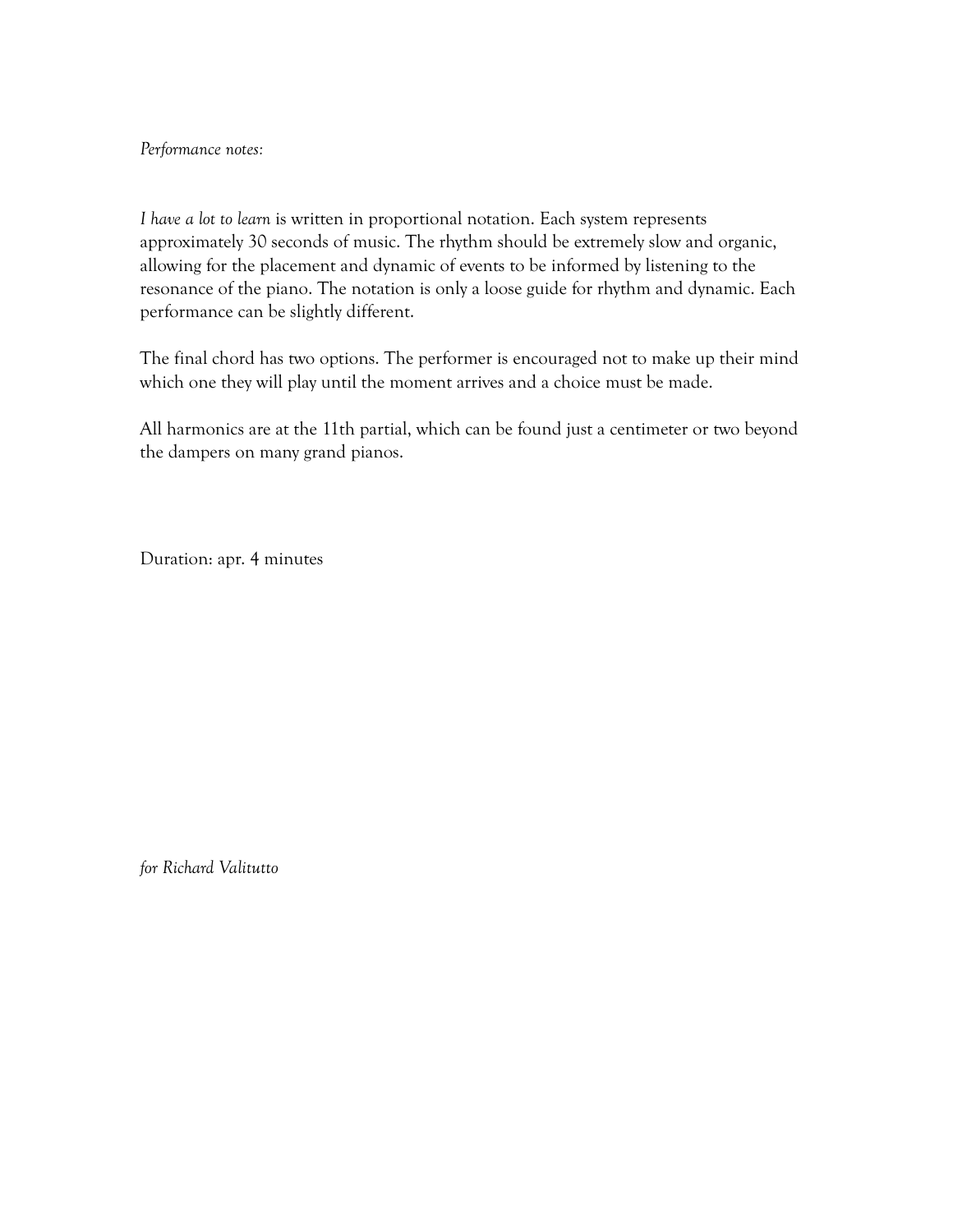*Performance notes:*

*I have a lot to learn* is written in proportional notation. Each system represents approximately 30 seconds of music. The rhythm should be extremely slow and organic, allowing for the placement and dynamic of events to be informed by listening to the resonance of the piano. The notation is only a loose guide for rhythm and dynamic. Each performance can be slightly different.

The final chord has two options. The performer is encouraged not to make up their mind which one they will play until the moment arrives and a choice must be made.

All harmonics are at the 11th partial, which can be found just a centimeter or two beyond the dampers on many grand pianos.

Duration: apr. 4 minutes

*for Richard Valitutto*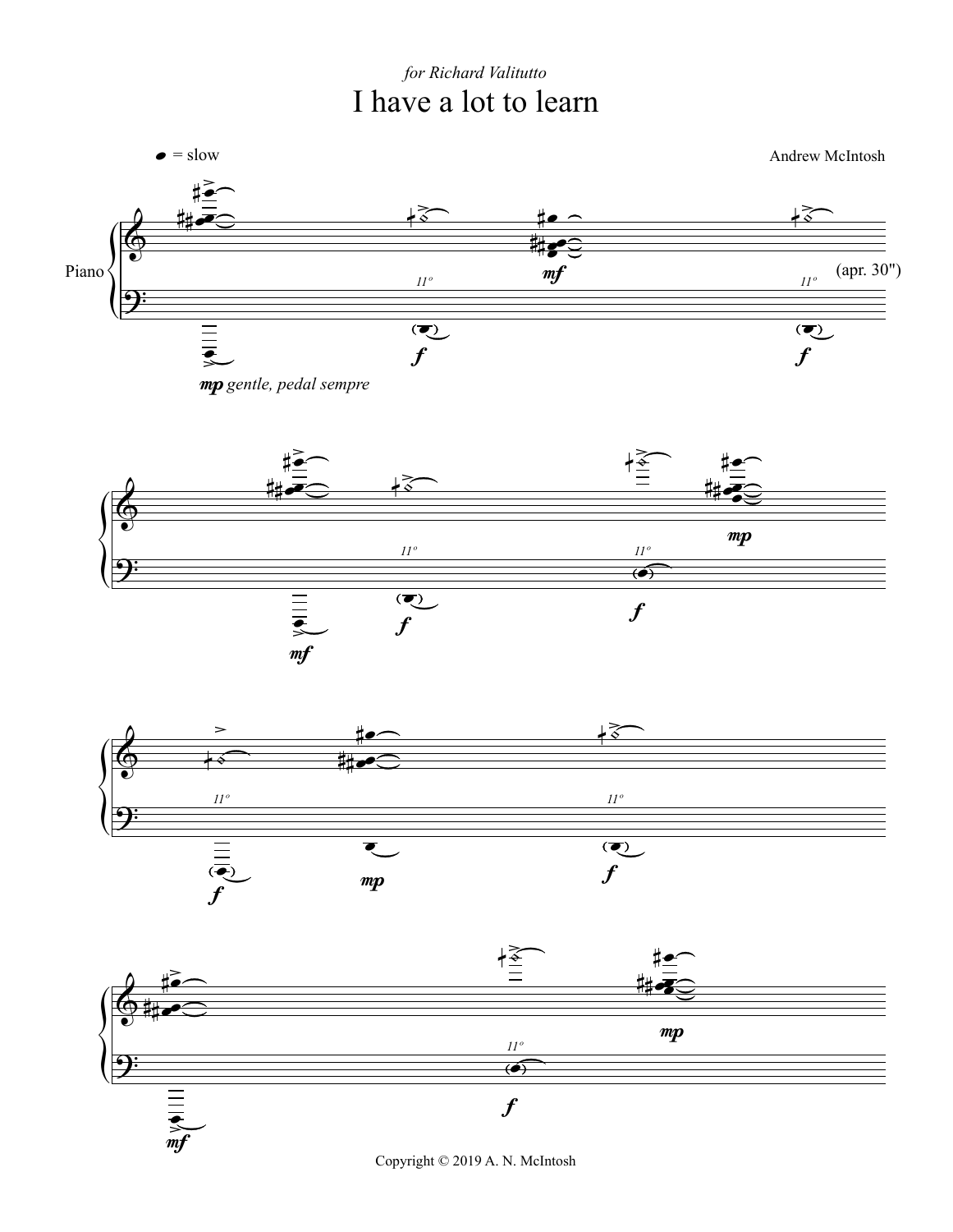*for Richard Valitutto*

# I have a lot to learn

= slow

Andrew McIntosh

Piano

(apr. 30")

*mp gentle, pedal sempre*

Copyright © 2019 A. N. McIntosh